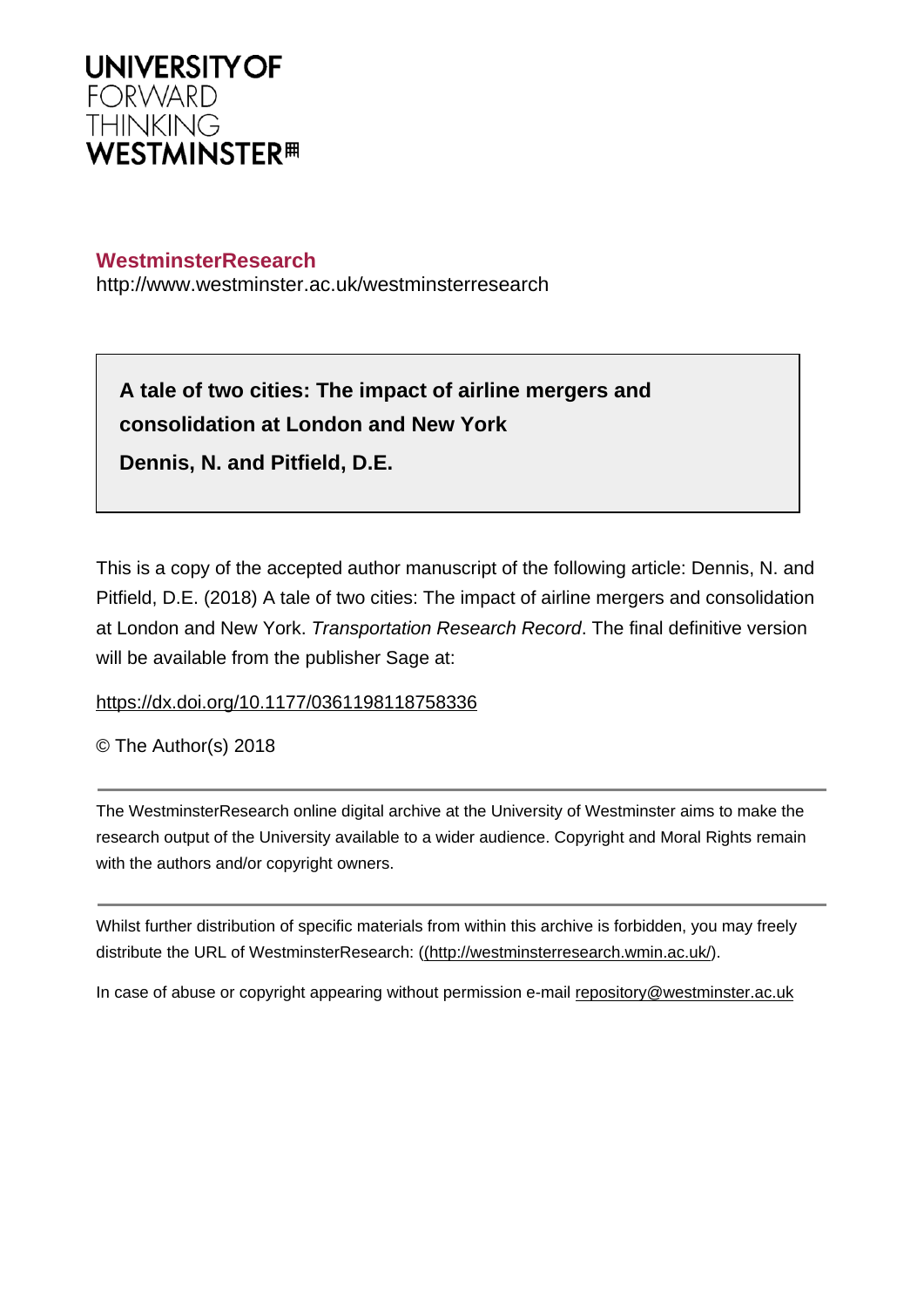UNIVERSITY OF
FORWARD
THINKING
WESTMINSTER

**WestminsterResearch**
http://www.westminster.ac.uk/westminsterresearch

**A tale of two cities: The impact of airline mergers and consolidation at London and New York**

**Dennis, N. and Pitfield, D.E.**

This is a copy of the accepted author manuscript of the following article: Dennis, N. and Pitfield, D.E. (2018) A tale of two cities: The impact of airline mergers and consolidation at London and New York. *Transportation Research Record*. The final definitive version will be available from the publisher Sage at:

https://dx.doi.org/10.1177/0361198118758336

© The Author(s) 2018

The WestminsterResearch online digital archive at the University of Westminster aims to make the research output of the University available to a wider audience. Copyright and Moral Rights remain with the authors and/or copyright owners.

Whilst further distribution of specific materials from within this archive is forbidden, you may freely distribute the URL of WestminsterResearch: ((http://westminsterresearch.wmin.ac.uk/).

In case of abuse or copyright appearing without permission e-mail repository@westminster.ac.uk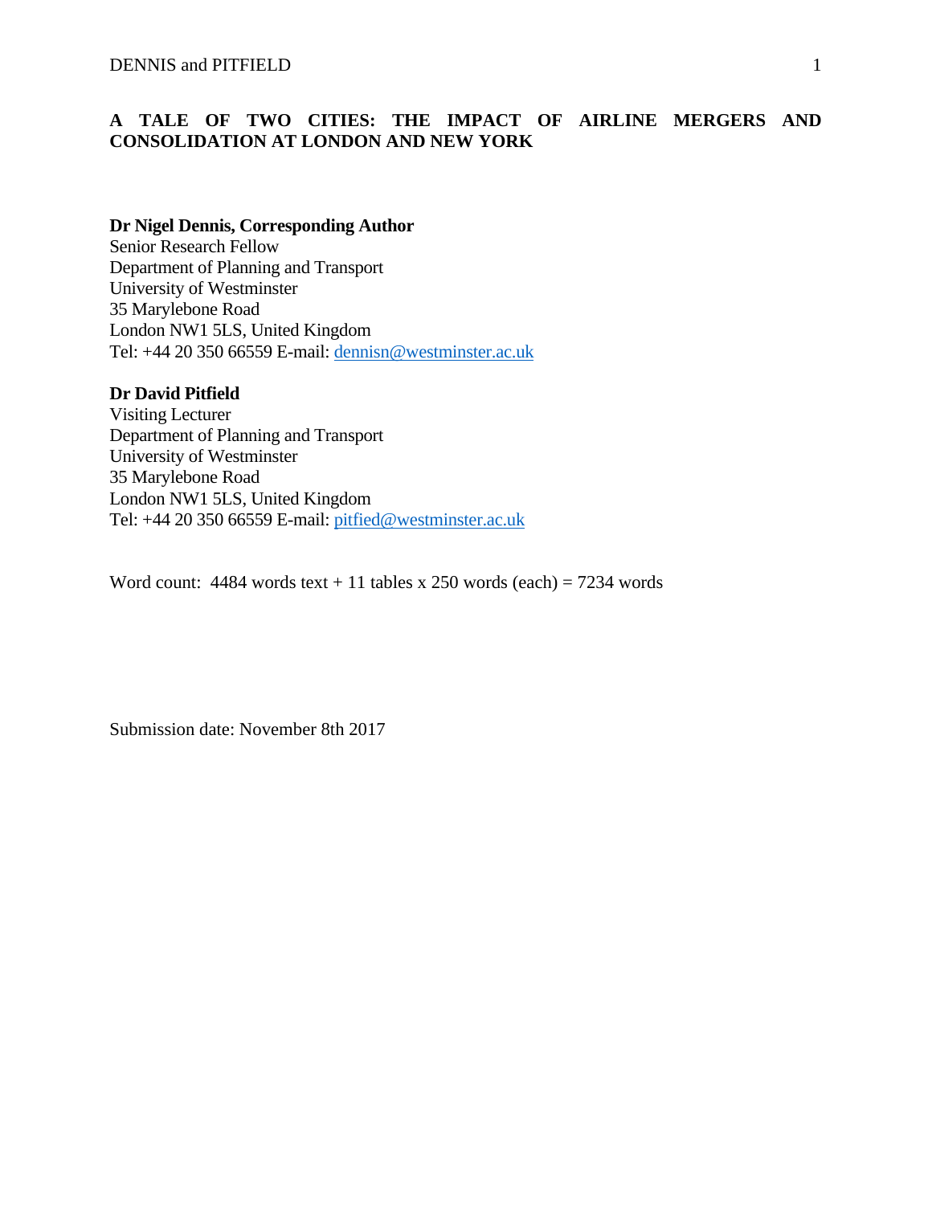# A TALE OF TWO CITIES: THE IMPACT OF AIRLINE MERGERS AND CONSOLIDATION AT LONDON AND NEW YORK

**Dr Nigel Dennis, Corresponding Author**
Senior Research Fellow
Department of Planning and Transport
University of Westminster
35 Marylebone Road
London NW1 5LS, United Kingdom
Tel: +44 20 350 66559 E-mail: dennisn@westminster.ac.uk

**Dr David Pitfield**
Visiting Lecturer
Department of Planning and Transport
University of Westminster
35 Marylebone Road
London NW1 5LS, United Kingdom
Tel: +44 20 350 66559 E-mail: pitfied@westminster.ac.uk

Word count: 4484 words text + 11 tables x 250 words (each) = 7234 words

Submission date: November 8th 2017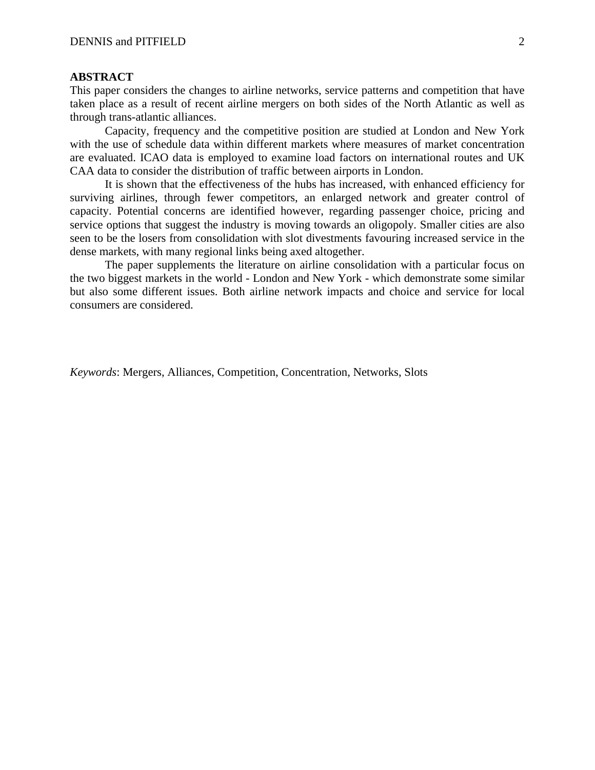**ABSTRACT**

This paper considers the changes to airline networks, service patterns and competition that have taken place as a result of recent airline mergers on both sides of the North Atlantic as well as through trans-atlantic alliances.

Capacity, frequency and the competitive position are studied at London and New York with the use of schedule data within different markets where measures of market concentration are evaluated. ICAO data is employed to examine load factors on international routes and UK CAA data to consider the distribution of traffic between airports in London.

It is shown that the effectiveness of the hubs has increased, with enhanced efficiency for surviving airlines, through fewer competitors, an enlarged network and greater control of capacity. Potential concerns are identified however, regarding passenger choice, pricing and service options that suggest the industry is moving towards an oligopoly. Smaller cities are also seen to be the losers from consolidation with slot divestments favouring increased service in the dense markets, with many regional links being axed altogether.

The paper supplements the literature on airline consolidation with a particular focus on the two biggest markets in the world - London and New York - which demonstrate some similar but also some different issues. Both airline network impacts and choice and service for local consumers are considered.

*Keywords*: Mergers, Alliances, Competition, Concentration, Networks, Slots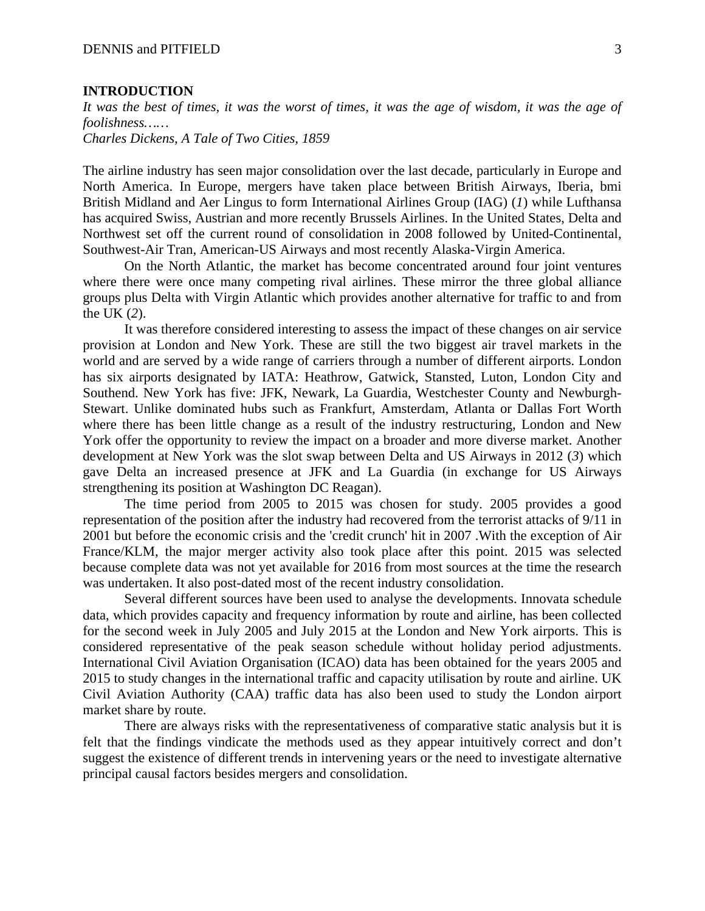## INTRODUCTION

*It was the best of times, it was the worst of times, it was the age of wisdom, it was the age of foolishness……*
*Charles Dickens, A Tale of Two Cities, 1859*

The airline industry has seen major consolidation over the last decade, particularly in Europe and North America. In Europe, mergers have taken place between British Airways, Iberia, bmi British Midland and Aer Lingus to form International Airlines Group (IAG) (*1*) while Lufthansa has acquired Swiss, Austrian and more recently Brussels Airlines. In the United States, Delta and Northwest set off the current round of consolidation in 2008 followed by United-Continental, Southwest-Air Tran, American-US Airways and most recently Alaska-Virgin America.

On the North Atlantic, the market has become concentrated around four joint ventures where there were once many competing rival airlines. These mirror the three global alliance groups plus Delta with Virgin Atlantic which provides another alternative for traffic to and from the UK (*2*).

It was therefore considered interesting to assess the impact of these changes on air service provision at London and New York. These are still the two biggest air travel markets in the world and are served by a wide range of carriers through a number of different airports. London has six airports designated by IATA: Heathrow, Gatwick, Stansted, Luton, London City and Southend. New York has five: JFK, Newark, La Guardia, Westchester County and Newburgh-Stewart. Unlike dominated hubs such as Frankfurt, Amsterdam, Atlanta or Dallas Fort Worth where there has been little change as a result of the industry restructuring, London and New York offer the opportunity to review the impact on a broader and more diverse market. Another development at New York was the slot swap between Delta and US Airways in 2012 (*3*) which gave Delta an increased presence at JFK and La Guardia (in exchange for US Airways strengthening its position at Washington DC Reagan).

The time period from 2005 to 2015 was chosen for study. 2005 provides a good representation of the position after the industry had recovered from the terrorist attacks of 9/11 in 2001 but before the economic crisis and the 'credit crunch' hit in 2007 .With the exception of Air France/KLM, the major merger activity also took place after this point. 2015 was selected because complete data was not yet available for 2016 from most sources at the time the research was undertaken. It also post-dated most of the recent industry consolidation.

Several different sources have been used to analyse the developments. Innovata schedule data, which provides capacity and frequency information by route and airline, has been collected for the second week in July 2005 and July 2015 at the London and New York airports. This is considered representative of the peak season schedule without holiday period adjustments. International Civil Aviation Organisation (ICAO) data has been obtained for the years 2005 and 2015 to study changes in the international traffic and capacity utilisation by route and airline. UK Civil Aviation Authority (CAA) traffic data has also been used to study the London airport market share by route.

There are always risks with the representativeness of comparative static analysis but it is felt that the findings vindicate the methods used as they appear intuitively correct and don't suggest the existence of different trends in intervening years or the need to investigate alternative principal causal factors besides mergers and consolidation.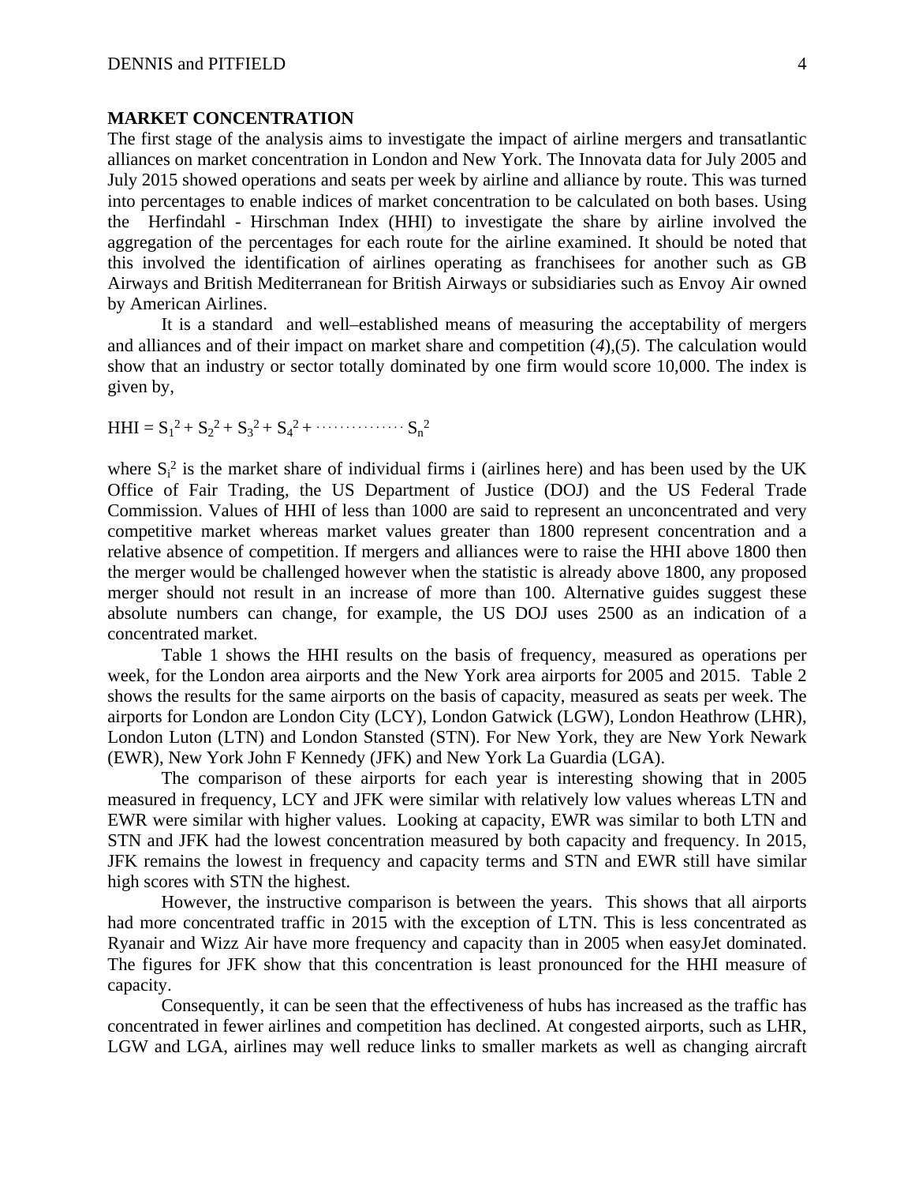## MARKET CONCENTRATION

The first stage of the analysis aims to investigate the impact of airline mergers and transatlantic alliances on market concentration in London and New York. The Innovata data for July 2005 and July 2015 showed operations and seats per week by airline and alliance by route. This was turned into percentages to enable indices of market concentration to be calculated on both bases. Using the Herfindahl - Hirschman Index (HHI) to investigate the share by airline involved the aggregation of the percentages for each route for the airline examined. It should be noted that this involved the identification of airlines operating as franchisees for another such as GB Airways and British Mediterranean for British Airways or subsidiaries such as Envoy Air owned by American Airlines.

It is a standard and well–established means of measuring the acceptability of mergers and alliances and of their impact on market share and competition (*4*),(*5*). The calculation would show that an industry or sector totally dominated by one firm would score 10,000. The index is given by,

$$HHI = S_1^2 + S_2^2 + S_3^2 + S_4^2 + \cdots\cdots\cdots\cdots\cdots S_n^2$$

where $S_i^2$ is the market share of individual firms i (airlines here) and has been used by the UK Office of Fair Trading, the US Department of Justice (DOJ) and the US Federal Trade Commission. Values of HHI of less than 1000 are said to represent an unconcentrated and very competitive market whereas market values greater than 1800 represent concentration and a relative absence of competition. If mergers and alliances were to raise the HHI above 1800 then the merger would be challenged however when the statistic is already above 1800, any proposed merger should not result in an increase of more than 100. Alternative guides suggest these absolute numbers can change, for example, the US DOJ uses 2500 as an indication of a concentrated market.

Table 1 shows the HHI results on the basis of frequency, measured as operations per week, for the London area airports and the New York area airports for 2005 and 2015. Table 2 shows the results for the same airports on the basis of capacity, measured as seats per week. The airports for London are London City (LCY), London Gatwick (LGW), London Heathrow (LHR), London Luton (LTN) and London Stansted (STN). For New York, they are New York Newark (EWR), New York John F Kennedy (JFK) and New York La Guardia (LGA).

The comparison of these airports for each year is interesting showing that in 2005 measured in frequency, LCY and JFK were similar with relatively low values whereas LTN and EWR were similar with higher values. Looking at capacity, EWR was similar to both LTN and STN and JFK had the lowest concentration measured by both capacity and frequency. In 2015, JFK remains the lowest in frequency and capacity terms and STN and EWR still have similar high scores with STN the highest.

However, the instructive comparison is between the years. This shows that all airports had more concentrated traffic in 2015 with the exception of LTN. This is less concentrated as Ryanair and Wizz Air have more frequency and capacity than in 2005 when easyJet dominated. The figures for JFK show that this concentration is least pronounced for the HHI measure of capacity.

Consequently, it can be seen that the effectiveness of hubs has increased as the traffic has concentrated in fewer airlines and competition has declined. At congested airports, such as LHR, LGW and LGA, airlines may well reduce links to smaller markets as well as changing aircraft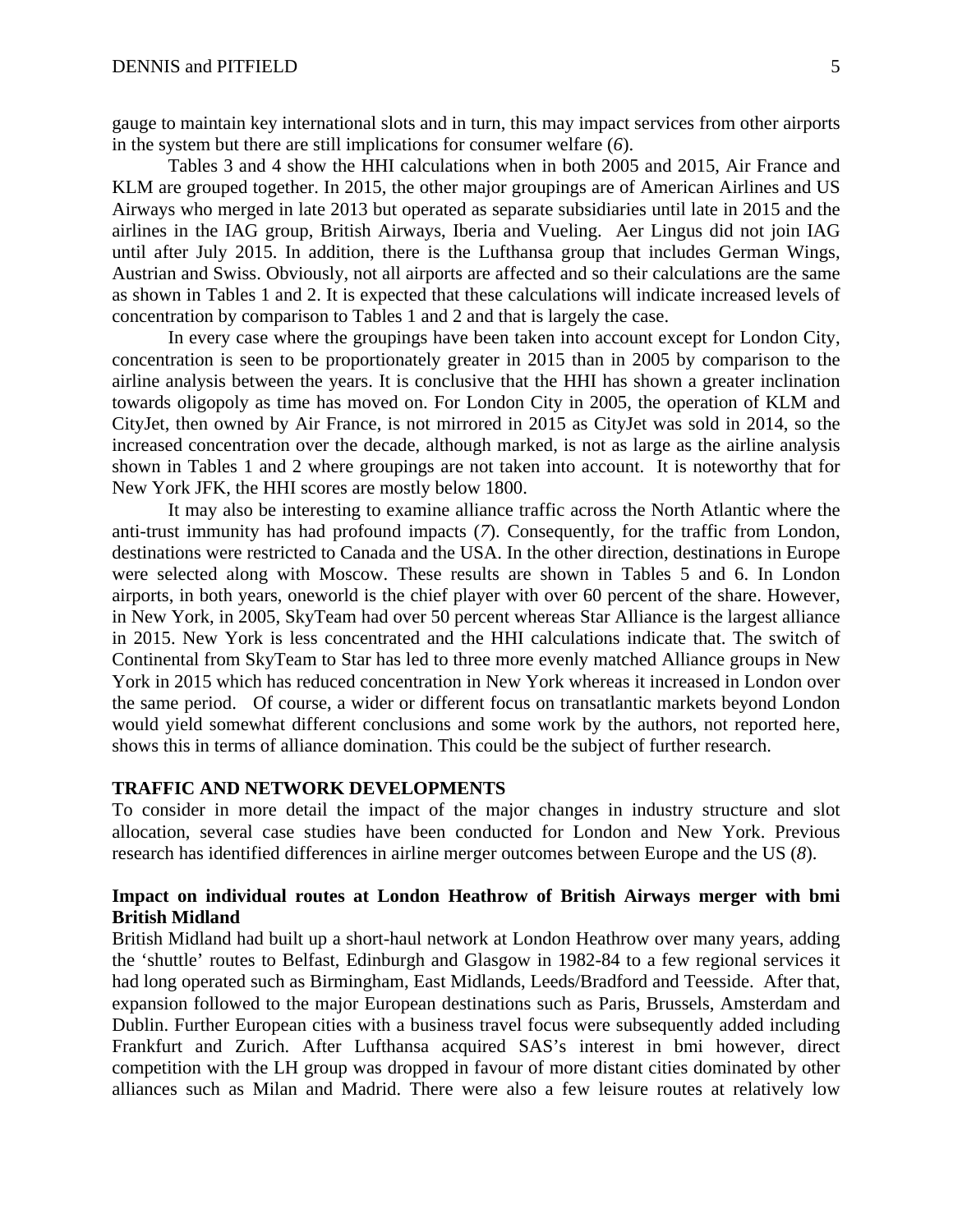gauge to maintain key international slots and in turn, this may impact services from other airports in the system but there are still implications for consumer welfare (*6*).

Tables 3 and 4 show the HHI calculations when in both 2005 and 2015, Air France and KLM are grouped together. In 2015, the other major groupings are of American Airlines and US Airways who merged in late 2013 but operated as separate subsidiaries until late in 2015 and the airlines in the IAG group, British Airways, Iberia and Vueling. Aer Lingus did not join IAG until after July 2015. In addition, there is the Lufthansa group that includes German Wings, Austrian and Swiss. Obviously, not all airports are affected and so their calculations are the same as shown in Tables 1 and 2. It is expected that these calculations will indicate increased levels of concentration by comparison to Tables 1 and 2 and that is largely the case.

In every case where the groupings have been taken into account except for London City, concentration is seen to be proportionately greater in 2015 than in 2005 by comparison to the airline analysis between the years. It is conclusive that the HHI has shown a greater inclination towards oligopoly as time has moved on. For London City in 2005, the operation of KLM and CityJet, then owned by Air France, is not mirrored in 2015 as CityJet was sold in 2014, so the increased concentration over the decade, although marked, is not as large as the airline analysis shown in Tables 1 and 2 where groupings are not taken into account. It is noteworthy that for New York JFK, the HHI scores are mostly below 1800.

It may also be interesting to examine alliance traffic across the North Atlantic where the anti-trust immunity has had profound impacts (*7*). Consequently, for the traffic from London, destinations were restricted to Canada and the USA. In the other direction, destinations in Europe were selected along with Moscow. These results are shown in Tables 5 and 6. In London airports, in both years, oneworld is the chief player with over 60 percent of the share. However, in New York, in 2005, SkyTeam had over 50 percent whereas Star Alliance is the largest alliance in 2015. New York is less concentrated and the HHI calculations indicate that. The switch of Continental from SkyTeam to Star has led to three more evenly matched Alliance groups in New York in 2015 which has reduced concentration in New York whereas it increased in London over the same period. Of course, a wider or different focus on transatlantic markets beyond London would yield somewhat different conclusions and some work by the authors, not reported here, shows this in terms of alliance domination. This could be the subject of further research.

## TRAFFIC AND NETWORK DEVELOPMENTS

To consider in more detail the impact of the major changes in industry structure and slot allocation, several case studies have been conducted for London and New York. Previous research has identified differences in airline merger outcomes between Europe and the US (*8*).

### Impact on individual routes at London Heathrow of British Airways merger with bmi British Midland

British Midland had built up a short-haul network at London Heathrow over many years, adding the 'shuttle' routes to Belfast, Edinburgh and Glasgow in 1982-84 to a few regional services it had long operated such as Birmingham, East Midlands, Leeds/Bradford and Teesside. After that, expansion followed to the major European destinations such as Paris, Brussels, Amsterdam and Dublin. Further European cities with a business travel focus were subsequently added including Frankfurt and Zurich. After Lufthansa acquired SAS's interest in bmi however, direct competition with the LH group was dropped in favour of more distant cities dominated by other alliances such as Milan and Madrid. There were also a few leisure routes at relatively low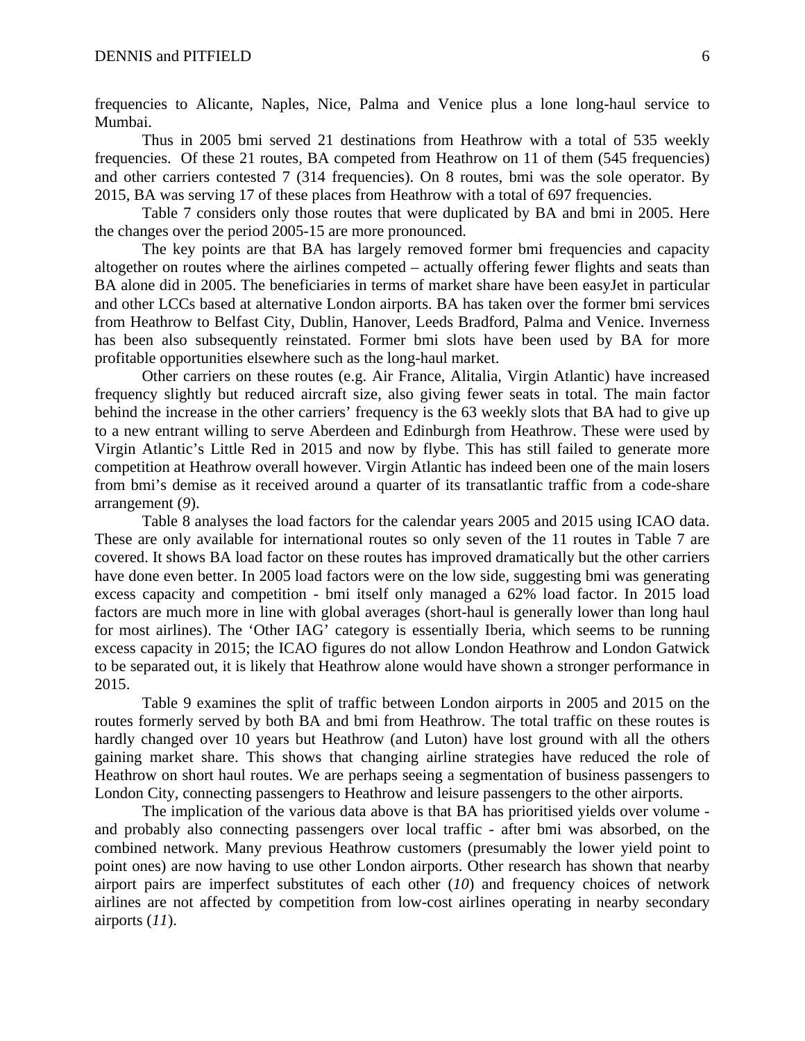frequencies to Alicante, Naples, Nice, Palma and Venice plus a lone long-haul service to Mumbai.

Thus in 2005 bmi served 21 destinations from Heathrow with a total of 535 weekly frequencies. Of these 21 routes, BA competed from Heathrow on 11 of them (545 frequencies) and other carriers contested 7 (314 frequencies). On 8 routes, bmi was the sole operator. By 2015, BA was serving 17 of these places from Heathrow with a total of 697 frequencies.

Table 7 considers only those routes that were duplicated by BA and bmi in 2005. Here the changes over the period 2005-15 are more pronounced.

The key points are that BA has largely removed former bmi frequencies and capacity altogether on routes where the airlines competed – actually offering fewer flights and seats than BA alone did in 2005. The beneficiaries in terms of market share have been easyJet in particular and other LCCs based at alternative London airports. BA has taken over the former bmi services from Heathrow to Belfast City, Dublin, Hanover, Leeds Bradford, Palma and Venice. Inverness has been also subsequently reinstated. Former bmi slots have been used by BA for more profitable opportunities elsewhere such as the long-haul market.

Other carriers on these routes (e.g. Air France, Alitalia, Virgin Atlantic) have increased frequency slightly but reduced aircraft size, also giving fewer seats in total. The main factor behind the increase in the other carriers' frequency is the 63 weekly slots that BA had to give up to a new entrant willing to serve Aberdeen and Edinburgh from Heathrow. These were used by Virgin Atlantic's Little Red in 2015 and now by flybe. This has still failed to generate more competition at Heathrow overall however. Virgin Atlantic has indeed been one of the main losers from bmi's demise as it received around a quarter of its transatlantic traffic from a code-share arrangement (*9*).

Table 8 analyses the load factors for the calendar years 2005 and 2015 using ICAO data. These are only available for international routes so only seven of the 11 routes in Table 7 are covered. It shows BA load factor on these routes has improved dramatically but the other carriers have done even better. In 2005 load factors were on the low side, suggesting bmi was generating excess capacity and competition - bmi itself only managed a 62% load factor. In 2015 load factors are much more in line with global averages (short-haul is generally lower than long haul for most airlines). The 'Other IAG' category is essentially Iberia, which seems to be running excess capacity in 2015; the ICAO figures do not allow London Heathrow and London Gatwick to be separated out, it is likely that Heathrow alone would have shown a stronger performance in 2015.

Table 9 examines the split of traffic between London airports in 2005 and 2015 on the routes formerly served by both BA and bmi from Heathrow. The total traffic on these routes is hardly changed over 10 years but Heathrow (and Luton) have lost ground with all the others gaining market share. This shows that changing airline strategies have reduced the role of Heathrow on short haul routes. We are perhaps seeing a segmentation of business passengers to London City, connecting passengers to Heathrow and leisure passengers to the other airports.

The implication of the various data above is that BA has prioritised yields over volume - and probably also connecting passengers over local traffic - after bmi was absorbed, on the combined network. Many previous Heathrow customers (presumably the lower yield point to point ones) are now having to use other London airports. Other research has shown that nearby airport pairs are imperfect substitutes of each other (*10*) and frequency choices of network airlines are not affected by competition from low-cost airlines operating in nearby secondary airports (*11*).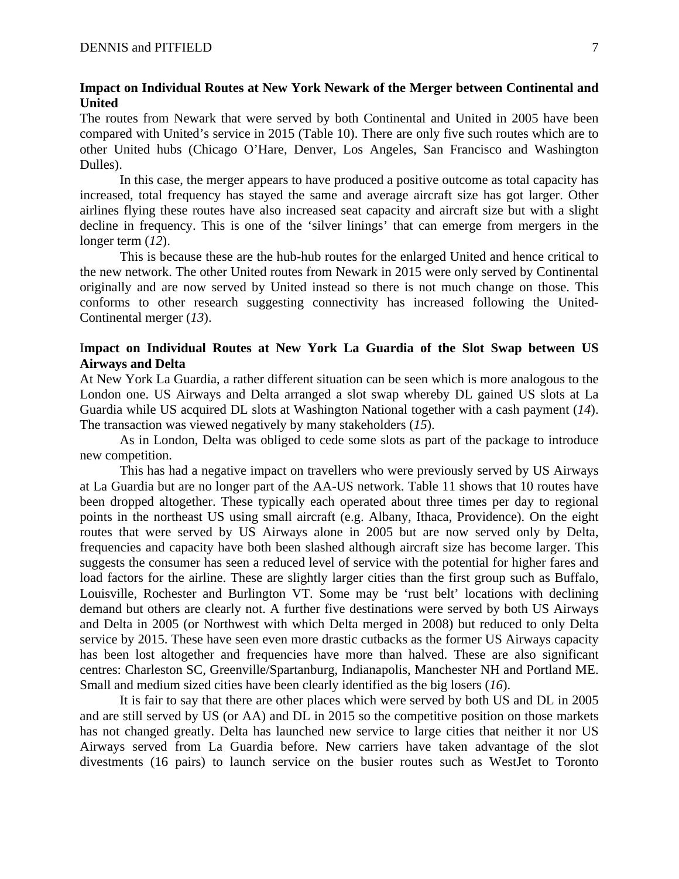## Impact on Individual Routes at New York Newark of the Merger between Continental and United

The routes from Newark that were served by both Continental and United in 2005 have been compared with United's service in 2015 (Table 10). There are only five such routes which are to other United hubs (Chicago O'Hare, Denver, Los Angeles, San Francisco and Washington Dulles).

In this case, the merger appears to have produced a positive outcome as total capacity has increased, total frequency has stayed the same and average aircraft size has got larger. Other airlines flying these routes have also increased seat capacity and aircraft size but with a slight decline in frequency. This is one of the 'silver linings' that can emerge from mergers in the longer term (*12*).

This is because these are the hub-hub routes for the enlarged United and hence critical to the new network. The other United routes from Newark in 2015 were only served by Continental originally and are now served by United instead so there is not much change on those. This conforms to other research suggesting connectivity has increased following the United-Continental merger (*13*).

## Impact on Individual Routes at New York La Guardia of the Slot Swap between US Airways and Delta

At New York La Guardia, a rather different situation can be seen which is more analogous to the London one. US Airways and Delta arranged a slot swap whereby DL gained US slots at La Guardia while US acquired DL slots at Washington National together with a cash payment (*14*). The transaction was viewed negatively by many stakeholders (*15*).

As in London, Delta was obliged to cede some slots as part of the package to introduce new competition.

This has had a negative impact on travellers who were previously served by US Airways at La Guardia but are no longer part of the AA-US network. Table 11 shows that 10 routes have been dropped altogether. These typically each operated about three times per day to regional points in the northeast US using small aircraft (e.g. Albany, Ithaca, Providence). On the eight routes that were served by US Airways alone in 2005 but are now served only by Delta, frequencies and capacity have both been slashed although aircraft size has become larger. This suggests the consumer has seen a reduced level of service with the potential for higher fares and load factors for the airline. These are slightly larger cities than the first group such as Buffalo, Louisville, Rochester and Burlington VT. Some may be 'rust belt' locations with declining demand but others are clearly not. A further five destinations were served by both US Airways and Delta in 2005 (or Northwest with which Delta merged in 2008) but reduced to only Delta service by 2015. These have seen even more drastic cutbacks as the former US Airways capacity has been lost altogether and frequencies have more than halved. These are also significant centres: Charleston SC, Greenville/Spartanburg, Indianapolis, Manchester NH and Portland ME. Small and medium sized cities have been clearly identified as the big losers (*16*).

It is fair to say that there are other places which were served by both US and DL in 2005 and are still served by US (or AA) and DL in 2015 so the competitive position on those markets has not changed greatly. Delta has launched new service to large cities that neither it nor US Airways served from La Guardia before. New carriers have taken advantage of the slot divestments (16 pairs) to launch service on the busier routes such as WestJet to Toronto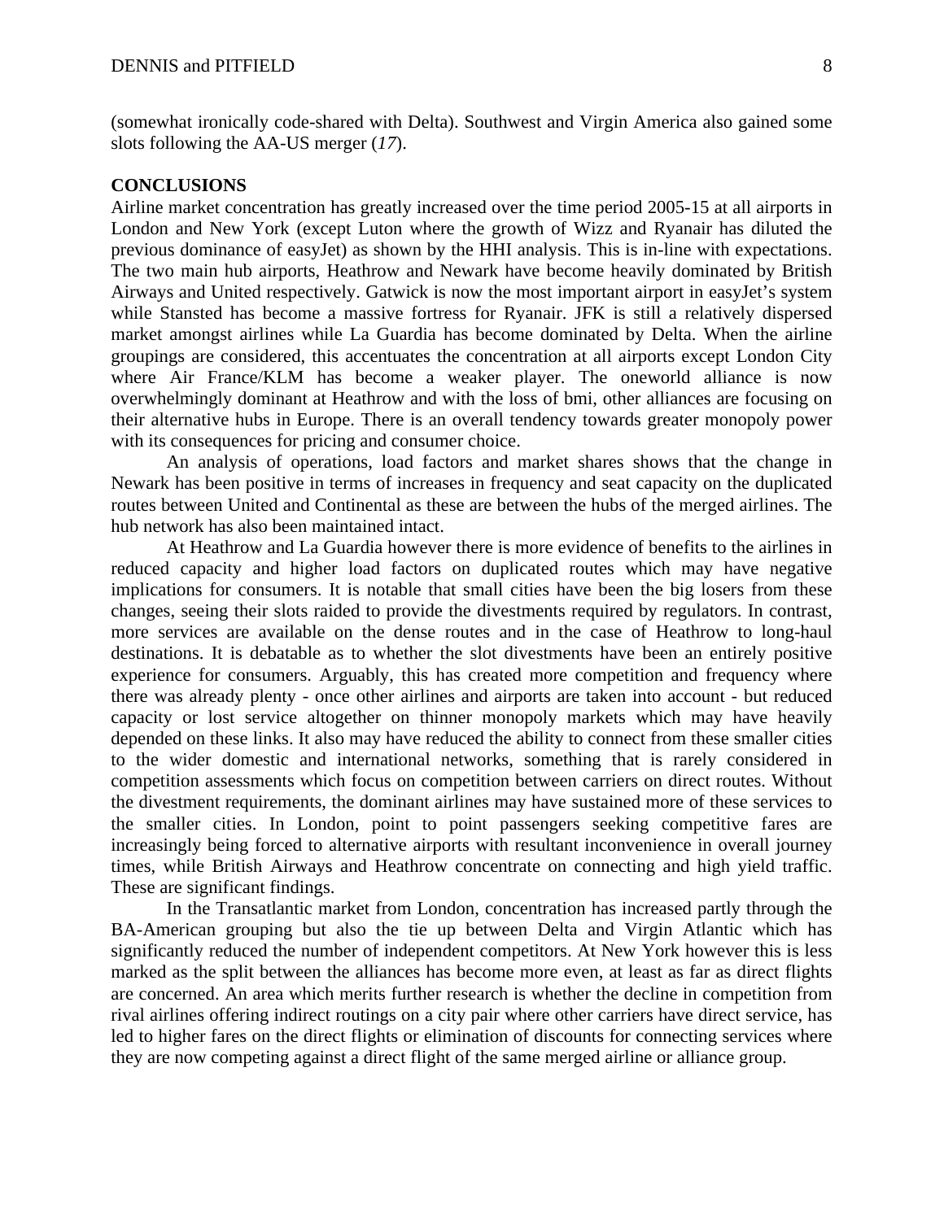(somewhat ironically code-shared with Delta). Southwest and Virgin America also gained some slots following the AA-US merger (*17*).

## CONCLUSIONS

Airline market concentration has greatly increased over the time period 2005-15 at all airports in London and New York (except Luton where the growth of Wizz and Ryanair has diluted the previous dominance of easyJet) as shown by the HHI analysis. This is in-line with expectations. The two main hub airports, Heathrow and Newark have become heavily dominated by British Airways and United respectively. Gatwick is now the most important airport in easyJet's system while Stansted has become a massive fortress for Ryanair. JFK is still a relatively dispersed market amongst airlines while La Guardia has become dominated by Delta. When the airline groupings are considered, this accentuates the concentration at all airports except London City where Air France/KLM has become a weaker player. The oneworld alliance is now overwhelmingly dominant at Heathrow and with the loss of bmi, other alliances are focusing on their alternative hubs in Europe. There is an overall tendency towards greater monopoly power with its consequences for pricing and consumer choice.

An analysis of operations, load factors and market shares shows that the change in Newark has been positive in terms of increases in frequency and seat capacity on the duplicated routes between United and Continental as these are between the hubs of the merged airlines. The hub network has also been maintained intact.

At Heathrow and La Guardia however there is more evidence of benefits to the airlines in reduced capacity and higher load factors on duplicated routes which may have negative implications for consumers. It is notable that small cities have been the big losers from these changes, seeing their slots raided to provide the divestments required by regulators. In contrast, more services are available on the dense routes and in the case of Heathrow to long-haul destinations. It is debatable as to whether the slot divestments have been an entirely positive experience for consumers. Arguably, this has created more competition and frequency where there was already plenty - once other airlines and airports are taken into account - but reduced capacity or lost service altogether on thinner monopoly markets which may have heavily depended on these links. It also may have reduced the ability to connect from these smaller cities to the wider domestic and international networks, something that is rarely considered in competition assessments which focus on competition between carriers on direct routes. Without the divestment requirements, the dominant airlines may have sustained more of these services to the smaller cities. In London, point to point passengers seeking competitive fares are increasingly being forced to alternative airports with resultant inconvenience in overall journey times, while British Airways and Heathrow concentrate on connecting and high yield traffic. These are significant findings.

In the Transatlantic market from London, concentration has increased partly through the BA-American grouping but also the tie up between Delta and Virgin Atlantic which has significantly reduced the number of independent competitors. At New York however this is less marked as the split between the alliances has become more even, at least as far as direct flights are concerned. An area which merits further research is whether the decline in competition from rival airlines offering indirect routings on a city pair where other carriers have direct service, has led to higher fares on the direct flights or elimination of discounts for connecting services where they are now competing against a direct flight of the same merged airline or alliance group.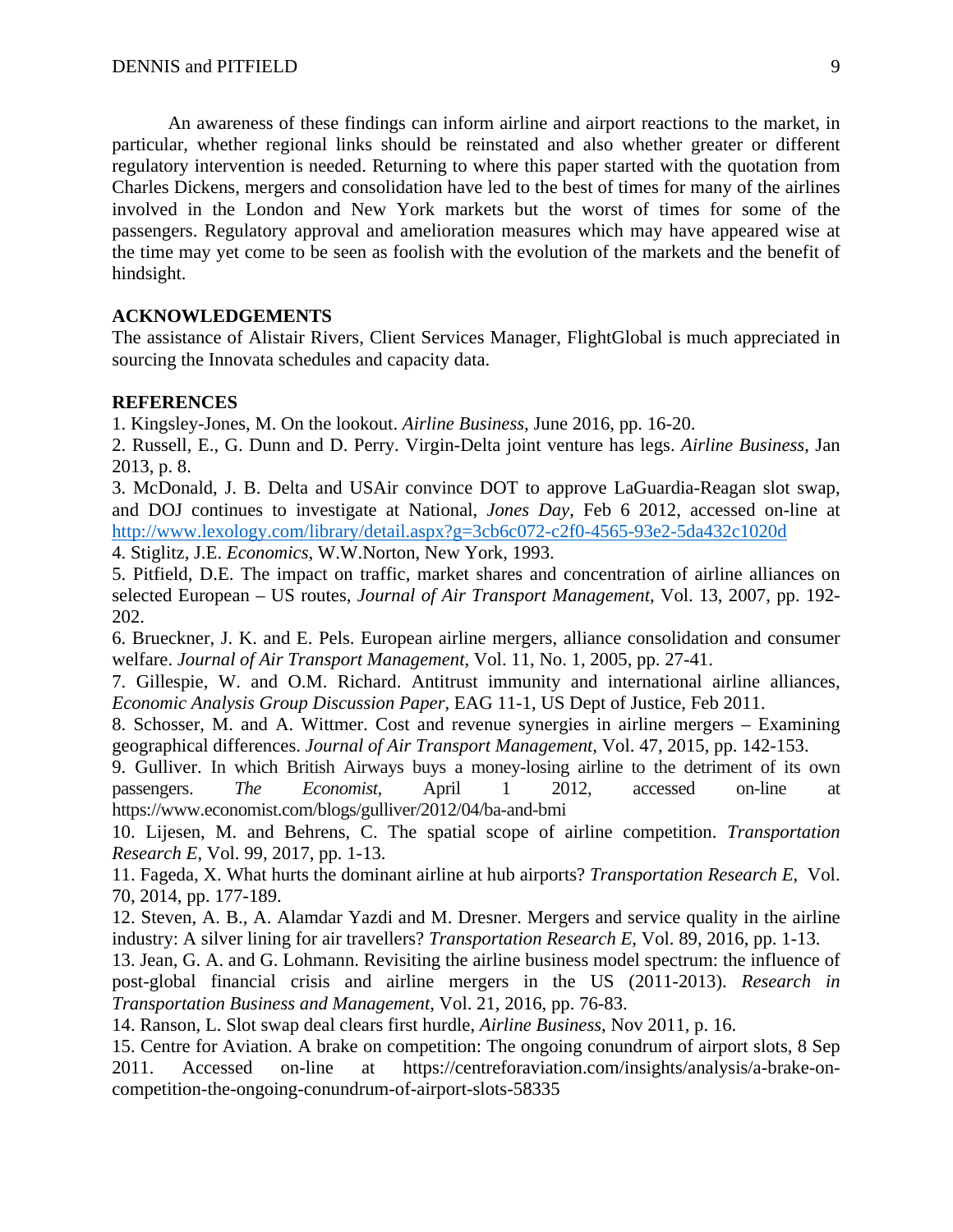An awareness of these findings can inform airline and airport reactions to the market, in particular, whether regional links should be reinstated and also whether greater or different regulatory intervention is needed. Returning to where this paper started with the quotation from Charles Dickens, mergers and consolidation have led to the best of times for many of the airlines involved in the London and New York markets but the worst of times for some of the passengers. Regulatory approval and amelioration measures which may have appeared wise at the time may yet come to be seen as foolish with the evolution of the markets and the benefit of hindsight.

## ACKNOWLEDGEMENTS

The assistance of Alistair Rivers, Client Services Manager, FlightGlobal is much appreciated in sourcing the Innovata schedules and capacity data.

## REFERENCES

1. Kingsley-Jones, M. On the lookout. *Airline Business*, June 2016, pp. 16-20.
2. Russell, E., G. Dunn and D. Perry. Virgin-Delta joint venture has legs. *Airline Business*, Jan 2013, p. 8.
3. McDonald, J. B. Delta and USAir convince DOT to approve LaGuardia-Reagan slot swap, and DOJ continues to investigate at National, *Jones Day*, Feb 6 2012, accessed on-line at http://www.lexology.com/library/detail.aspx?g=3cb6c072-c2f0-4565-93e2-5da432c1020d
4. Stiglitz, J.E. *Economics*, W.W.Norton, New York, 1993.
5. Pitfield, D.E. The impact on traffic, market shares and concentration of airline alliances on selected European – US routes, *Journal of Air Transport Management*, Vol. 13, 2007, pp. 192-202.
6. Brueckner, J. K. and E. Pels. European airline mergers, alliance consolidation and consumer welfare. *Journal of Air Transport Management*, Vol. 11, No. 1, 2005, pp. 27-41.
7. Gillespie, W. and O.M. Richard. Antitrust immunity and international airline alliances, *Economic Analysis Group Discussion Paper*, EAG 11-1, US Dept of Justice, Feb 2011.
8. Schosser, M. and A. Wittmer. Cost and revenue synergies in airline mergers – Examining geographical differences. *Journal of Air Transport Management*, Vol. 47, 2015, pp. 142-153.
9. Gulliver. In which British Airways buys a money-losing airline to the detriment of its own passengers. *The Economist*, April 1 2012, accessed on-line at https://www.economist.com/blogs/gulliver/2012/04/ba-and-bmi
10. Lijesen, M. and Behrens, C. The spatial scope of airline competition. *Transportation Research E*, Vol. 99, 2017, pp. 1-13.
11. Fageda, X. What hurts the dominant airline at hub airports? *Transportation Research E*, Vol. 70, 2014, pp. 177-189.
12. Steven, A. B., A. Alamdar Yazdi and M. Dresner. Mergers and service quality in the airline industry: A silver lining for air travellers? *Transportation Research E*, Vol. 89, 2016, pp. 1-13.
13. Jean, G. A. and G. Lohmann. Revisiting the airline business model spectrum: the influence of post-global financial crisis and airline mergers in the US (2011-2013). *Research in Transportation Business and Management*, Vol. 21, 2016, pp. 76-83.
14. Ranson, L. Slot swap deal clears first hurdle, *Airline Business*, Nov 2011, p. 16.
15. Centre for Aviation. A brake on competition: The ongoing conundrum of airport slots, 8 Sep 2011. Accessed on-line at https://centreforaviation.com/insights/analysis/a-brake-on-competition-the-ongoing-conundrum-of-airport-slots-58335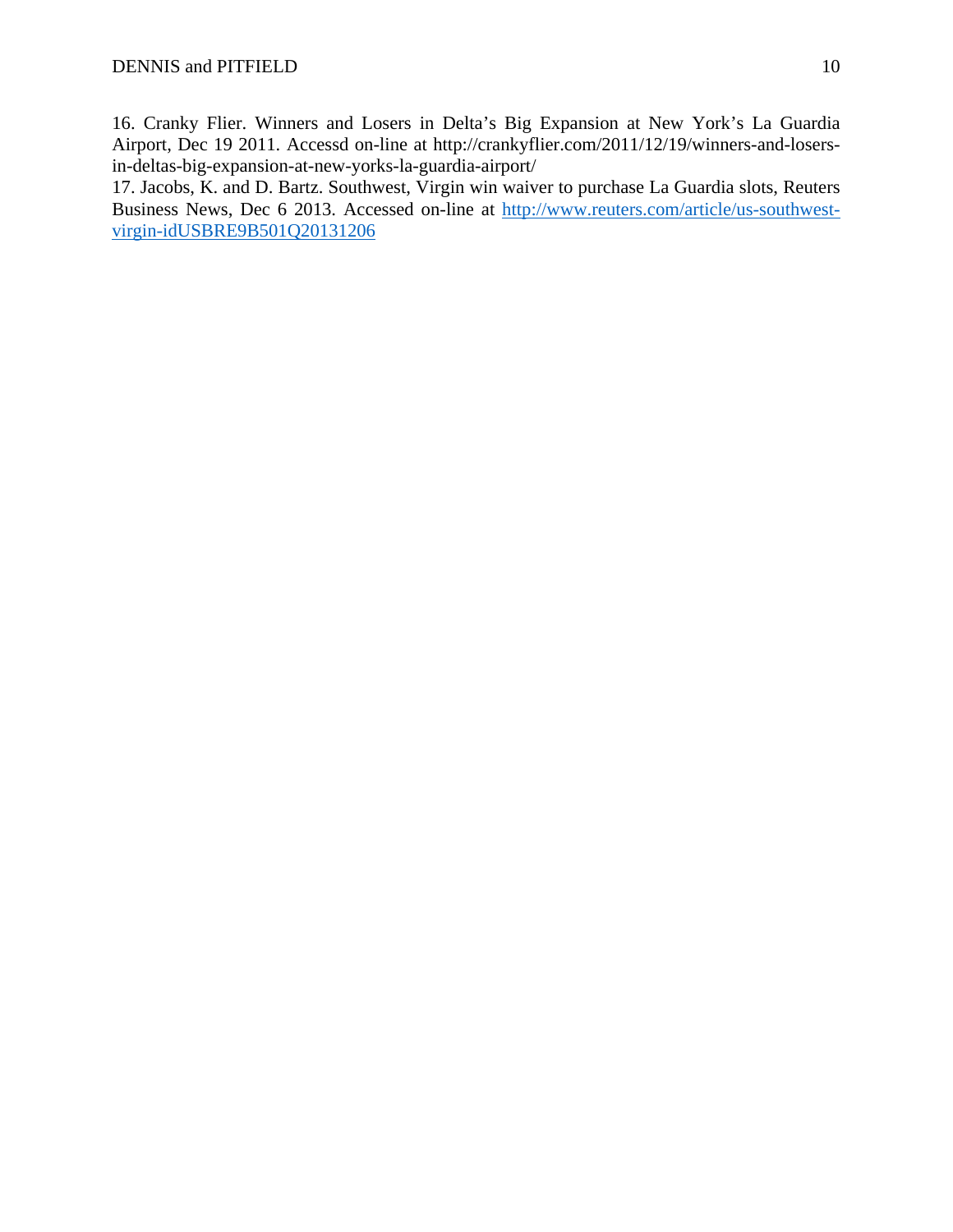16. Cranky Flier. Winners and Losers in Delta's Big Expansion at New York's La Guardia Airport, Dec 19 2011. Accessd on-line at http://crankyflier.com/2011/12/19/winners-and-losers-in-deltas-big-expansion-at-new-yorks-la-guardia-airport/

17. Jacobs, K. and D. Bartz. Southwest, Virgin win waiver to purchase La Guardia slots, Reuters Business News, Dec 6 2013. Accessed on-line at http://www.reuters.com/article/us-southwest-virgin-idUSBRE9B501Q20131206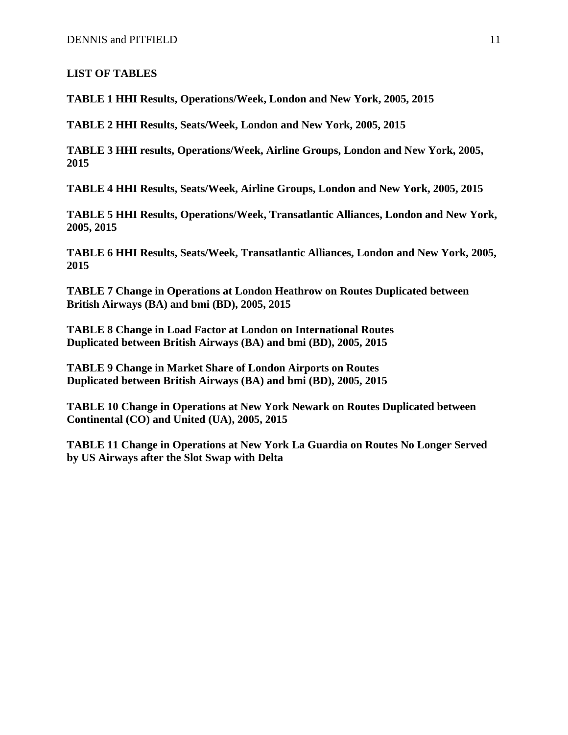## LIST OF TABLES

**TABLE 1 HHI Results, Operations/Week, London and New York, 2005, 2015**

**TABLE 2 HHI Results, Seats/Week, London and New York, 2005, 2015**

**TABLE 3 HHI results, Operations/Week, Airline Groups, London and New York, 2005, 2015**

**TABLE 4 HHI Results, Seats/Week, Airline Groups, London and New York, 2005, 2015**

**TABLE 5 HHI Results, Operations/Week, Transatlantic Alliances, London and New York, 2005, 2015**

**TABLE 6 HHI Results, Seats/Week, Transatlantic Alliances, London and New York, 2005, 2015**

**TABLE 7 Change in Operations at London Heathrow on Routes Duplicated between British Airways (BA) and bmi (BD), 2005, 2015**

**TABLE 8 Change in Load Factor at London on International Routes Duplicated between British Airways (BA) and bmi (BD), 2005, 2015**

**TABLE 9 Change in Market Share of London Airports on Routes Duplicated between British Airways (BA) and bmi (BD), 2005, 2015**

**TABLE 10 Change in Operations at New York Newark on Routes Duplicated between Continental (CO) and United (UA), 2005, 2015**

**TABLE 11 Change in Operations at New York La Guardia on Routes No Longer Served by US Airways after the Slot Swap with Delta**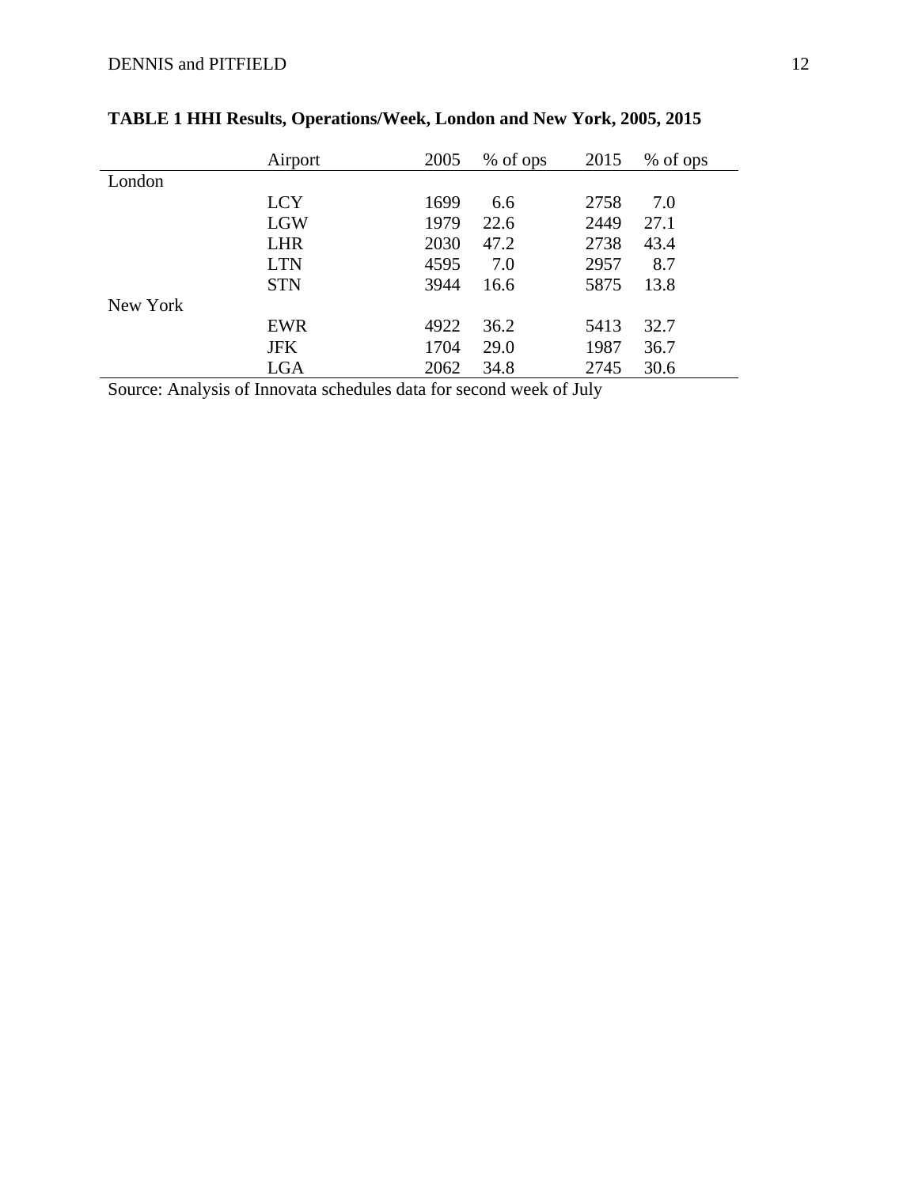**TABLE 1 HHI Results, Operations/Week, London and New York, 2005, 2015**

| | Airport | 2005 | % of ops | 2015 | % of ops |
|---|---|---|---|---|---|
| London | | | | | |
| | LCY | 1699 | 6.6 | 2758 | 7.0 |
| | LGW | 1979 | 22.6 | 2449 | 27.1 |
| | LHR | 2030 | 47.2 | 2738 | 43.4 |
| | LTN | 4595 | 7.0 | 2957 | 8.7 |
| | STN | 3944 | 16.6 | 5875 | 13.8 |
| New York | | | | | |
| | EWR | 4922 | 36.2 | 5413 | 32.7 |
| | JFK | 1704 | 29.0 | 1987 | 36.7 |
| | LGA | 2062 | 34.8 | 2745 | 30.6 |

Source: Analysis of Innovata schedules data for second week of July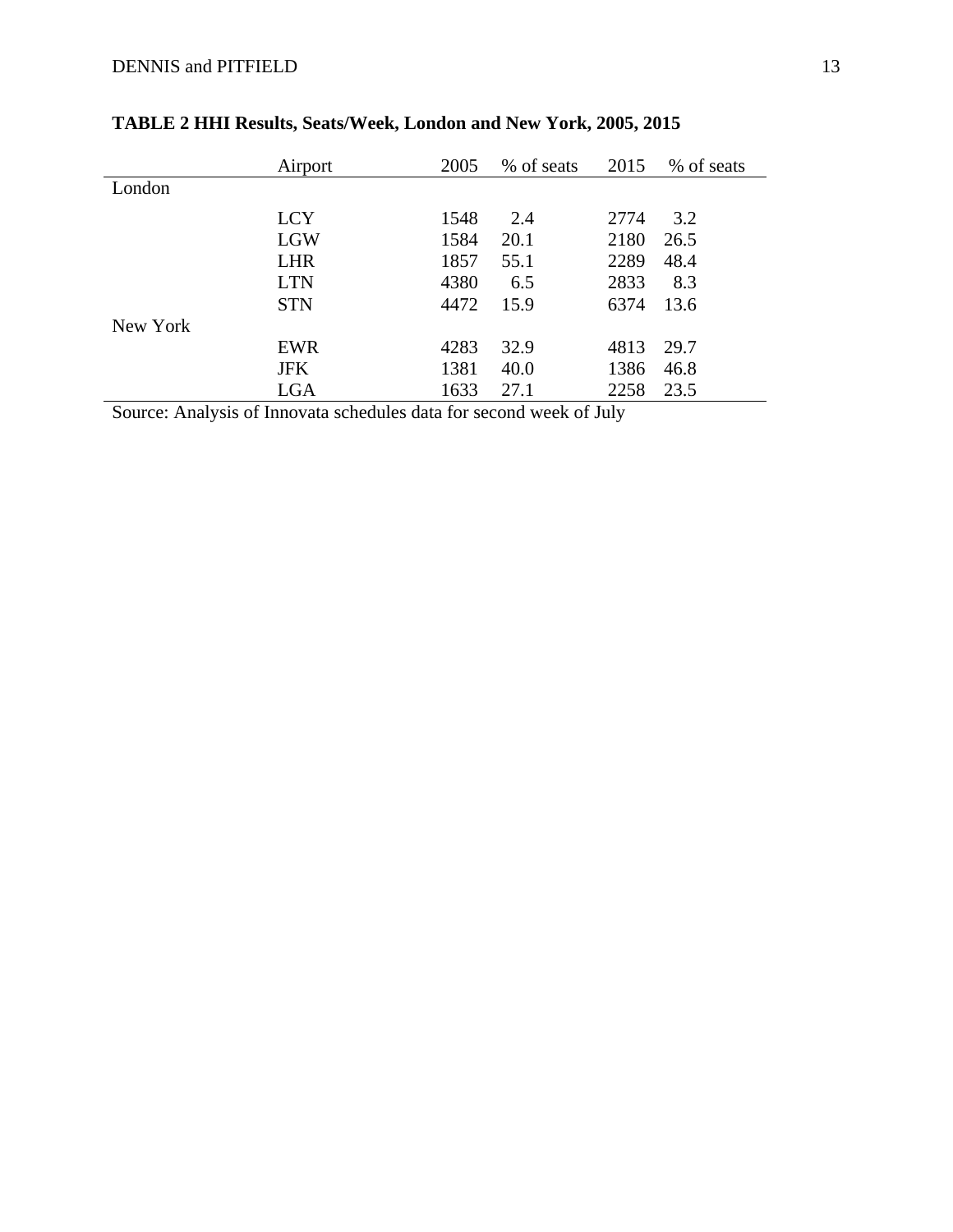**TABLE 2 HHI Results, Seats/Week, London and New York, 2005, 2015**

| | Airport | 2005 | % of seats | 2015 | % of seats |
|---|---|---|---|---|---|
| London | | | | | |
| | LCY | 1548 | 2.4 | 2774 | 3.2 |
| | LGW | 1584 | 20.1 | 2180 | 26.5 |
| | LHR | 1857 | 55.1 | 2289 | 48.4 |
| | LTN | 4380 | 6.5 | 2833 | 8.3 |
| | STN | 4472 | 15.9 | 6374 | 13.6 |
| New York | | | | | |
| | EWR | 4283 | 32.9 | 4813 | 29.7 |
| | JFK | 1381 | 40.0 | 1386 | 46.8 |
| | LGA | 1633 | 27.1 | 2258 | 23.5 |

Source: Analysis of Innovata schedules data for second week of July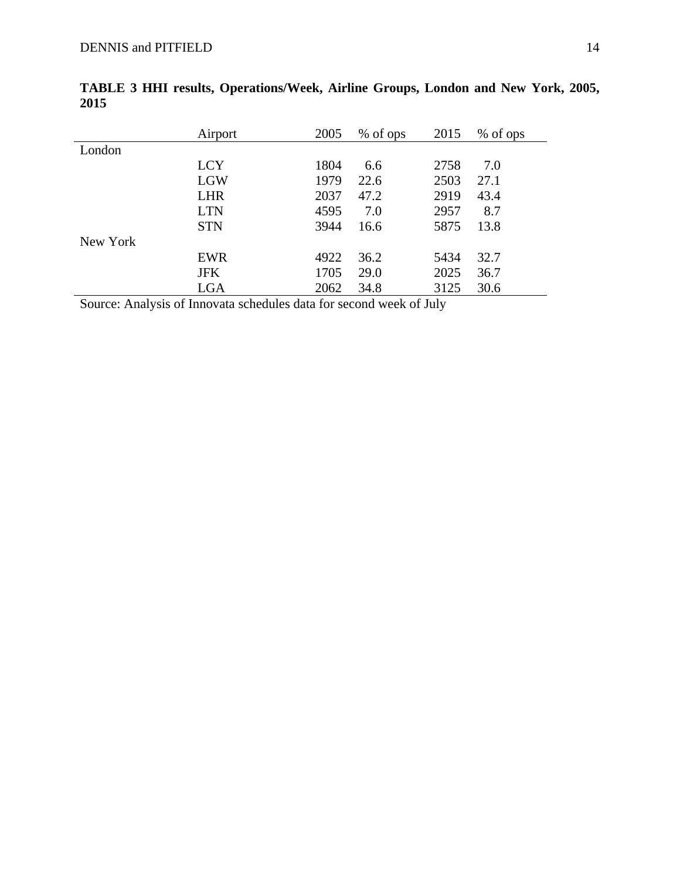**TABLE 3 HHI results, Operations/Week, Airline Groups, London and New York, 2005, 2015**

| | Airport | 2005 | % of ops | 2015 | % of ops |
|---|---|---|---|---|---|
| London | | | | | |
| | LCY | 1804 | 6.6 | 2758 | 7.0 |
| | LGW | 1979 | 22.6 | 2503 | 27.1 |
| | LHR | 2037 | 47.2 | 2919 | 43.4 |
| | LTN | 4595 | 7.0 | 2957 | 8.7 |
| | STN | 3944 | 16.6 | 5875 | 13.8 |
| New York | | | | | |
| | EWR | 4922 | 36.2 | 5434 | 32.7 |
| | JFK | 1705 | 29.0 | 2025 | 36.7 |
| | LGA | 2062 | 34.8 | 3125 | 30.6 |

Source: Analysis of Innovata schedules data for second week of July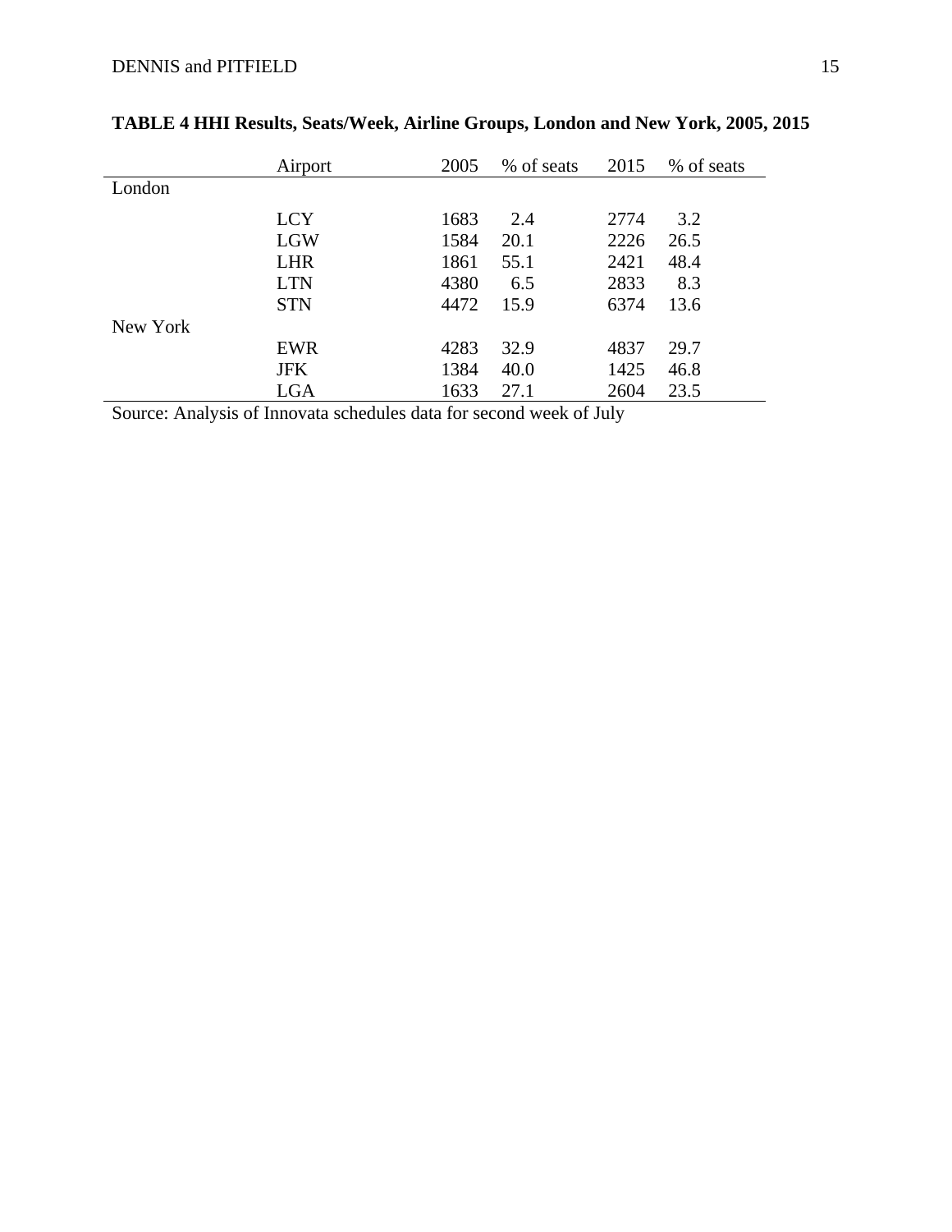**TABLE 4 HHI Results, Seats/Week, Airline Groups, London and New York, 2005, 2015**

| | Airport | 2005 | % of seats | 2015 | % of seats |
|---|---|---|---|---|---|
| London | | | | | |
| | LCY | 1683 | 2.4 | 2774 | 3.2 |
| | LGW | 1584 | 20.1 | 2226 | 26.5 |
| | LHR | 1861 | 55.1 | 2421 | 48.4 |
| | LTN | 4380 | 6.5 | 2833 | 8.3 |
| | STN | 4472 | 15.9 | 6374 | 13.6 |
| New York | | | | | |
| | EWR | 4283 | 32.9 | 4837 | 29.7 |
| | JFK | 1384 | 40.0 | 1425 | 46.8 |
| | LGA | 1633 | 27.1 | 2604 | 23.5 |

Source: Analysis of Innovata schedules data for second week of July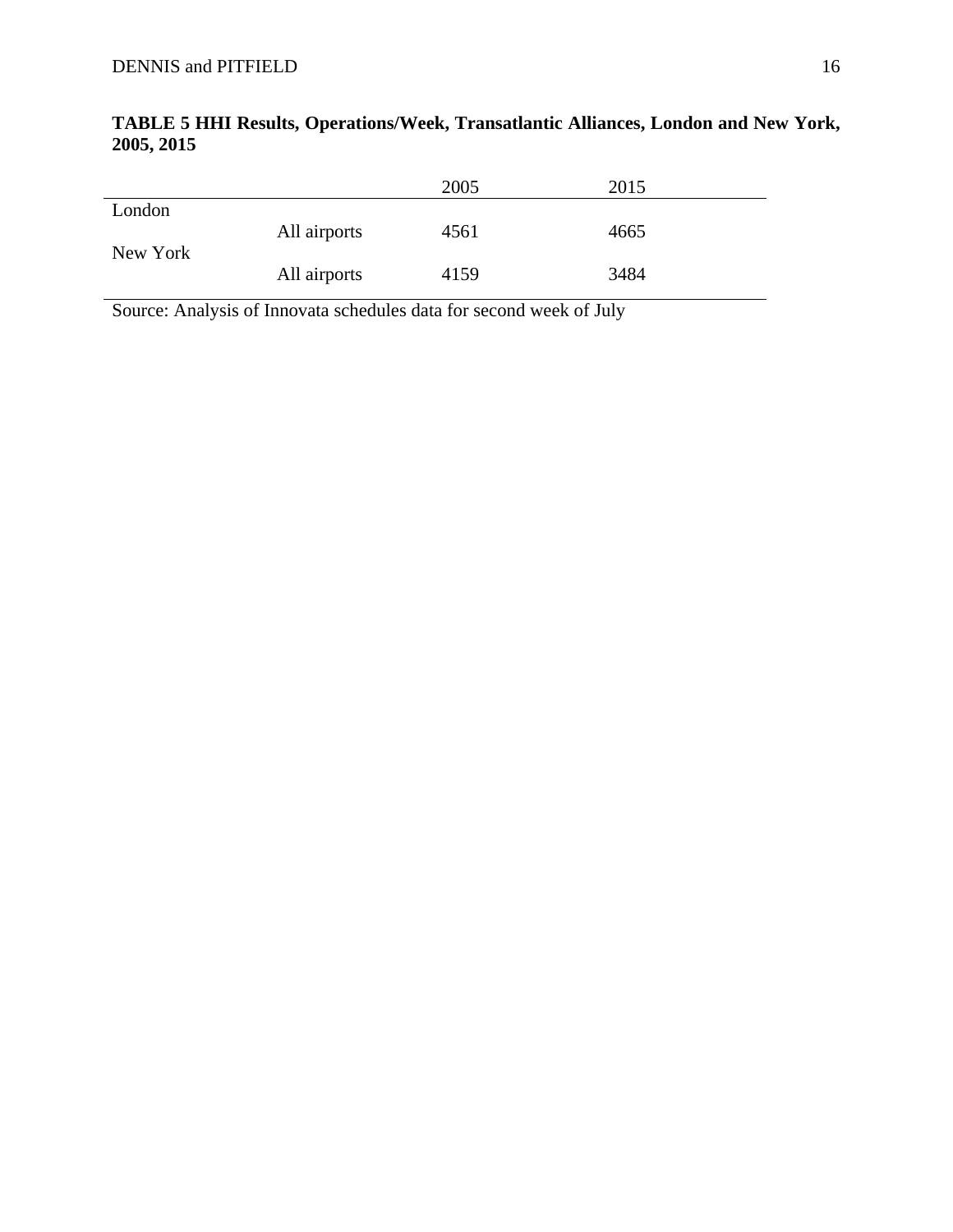**TABLE 5 HHI Results, Operations/Week, Transatlantic Alliances, London and New York, 2005, 2015**

| | | 2005 | 2015 |
|---|---|---|---|
| London | | | |
| | All airports | 4561 | 4665 |
| New York | | | |
| | All airports | 4159 | 3484 |

Source: Analysis of Innovata schedules data for second week of July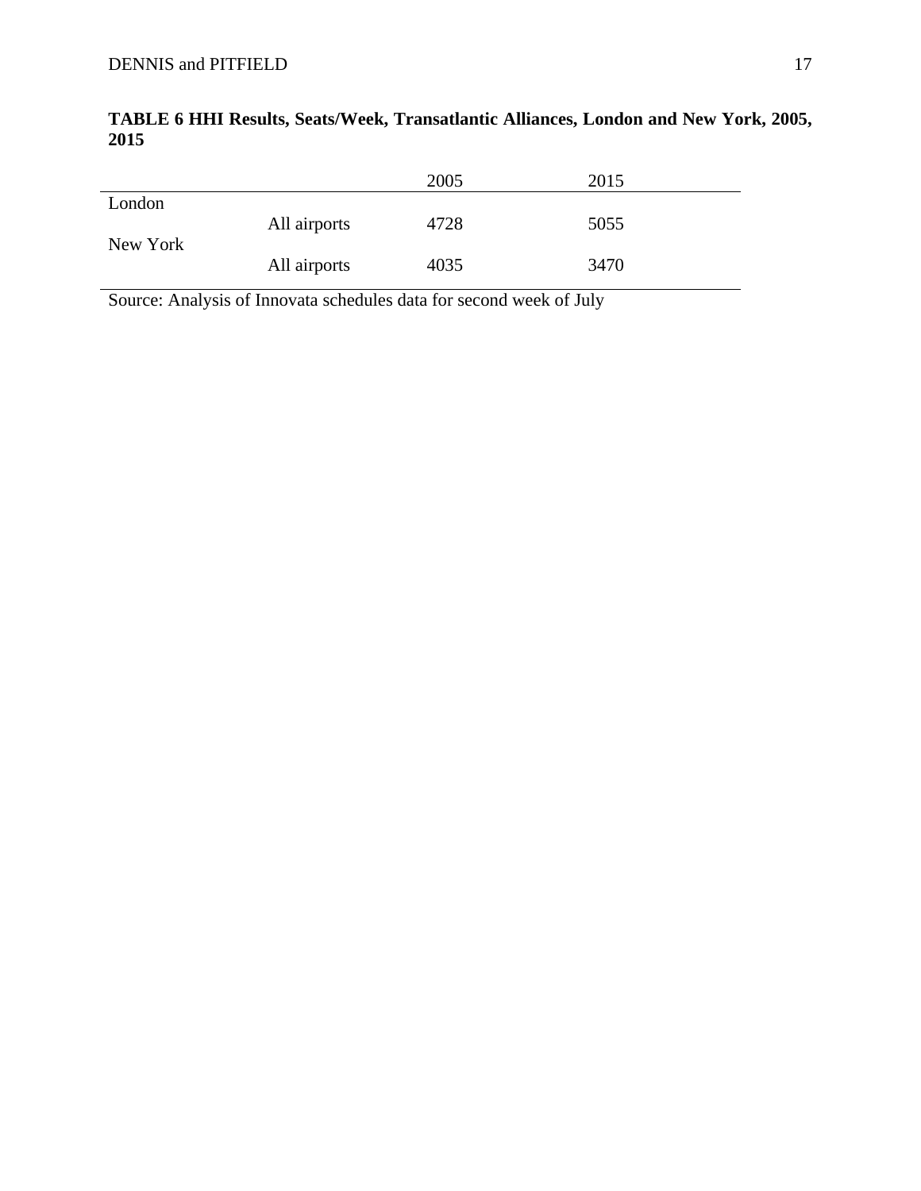**TABLE 6 HHI Results, Seats/Week, Transatlantic Alliances, London and New York, 2005, 2015**

| | | 2005 | 2015 |
|---|---|---|---|
| London | | | |
| | All airports | 4728 | 5055 |
| New York | | | |
| | All airports | 4035 | 3470 |

Source: Analysis of Innovata schedules data for second week of July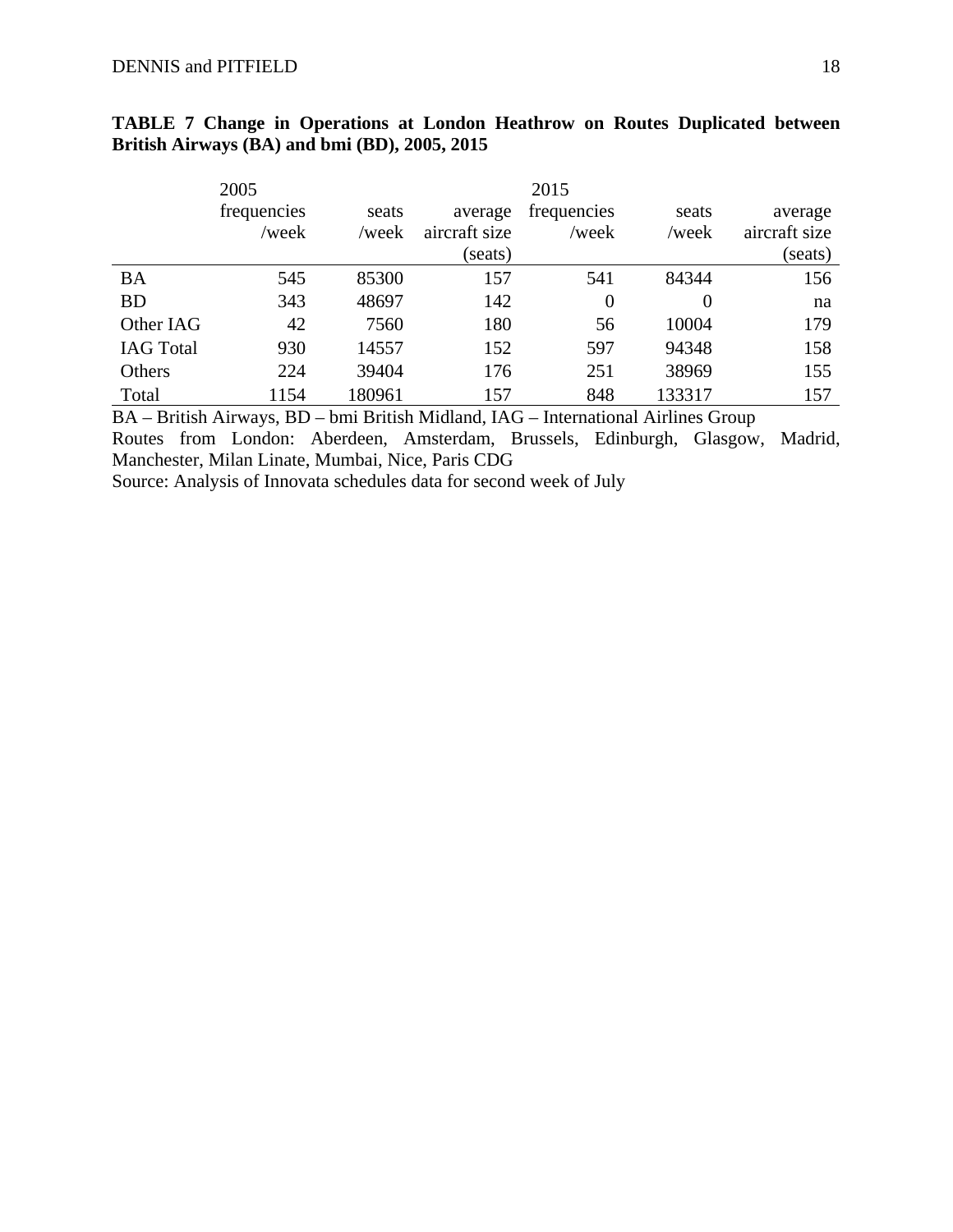**TABLE 7 Change in Operations at London Heathrow on Routes Duplicated between British Airways (BA) and bmi (BD), 2005, 2015**

| | 2005 | | | 2015 | | |
|---|---|---|---|---|---|---|
| | frequencies /week | seats /week | average aircraft size (seats) | frequencies /week | seats /week | average aircraft size (seats) |
| BA | 545 | 85300 | 157 | 541 | 84344 | 156 |
| BD | 343 | 48697 | 142 | 0 | 0 | na |
| Other IAG | 42 | 7560 | 180 | 56 | 10004 | 179 |
| IAG Total | 930 | 14557 | 152 | 597 | 94348 | 158 |
| Others | 224 | 39404 | 176 | 251 | 38969 | 155 |
| Total | 1154 | 180961 | 157 | 848 | 133317 | 157 |

BA – British Airways, BD – bmi British Midland, IAG – International Airlines Group

Routes from London: Aberdeen, Amsterdam, Brussels, Edinburgh, Glasgow, Madrid, Manchester, Milan Linate, Mumbai, Nice, Paris CDG

Source: Analysis of Innovata schedules data for second week of July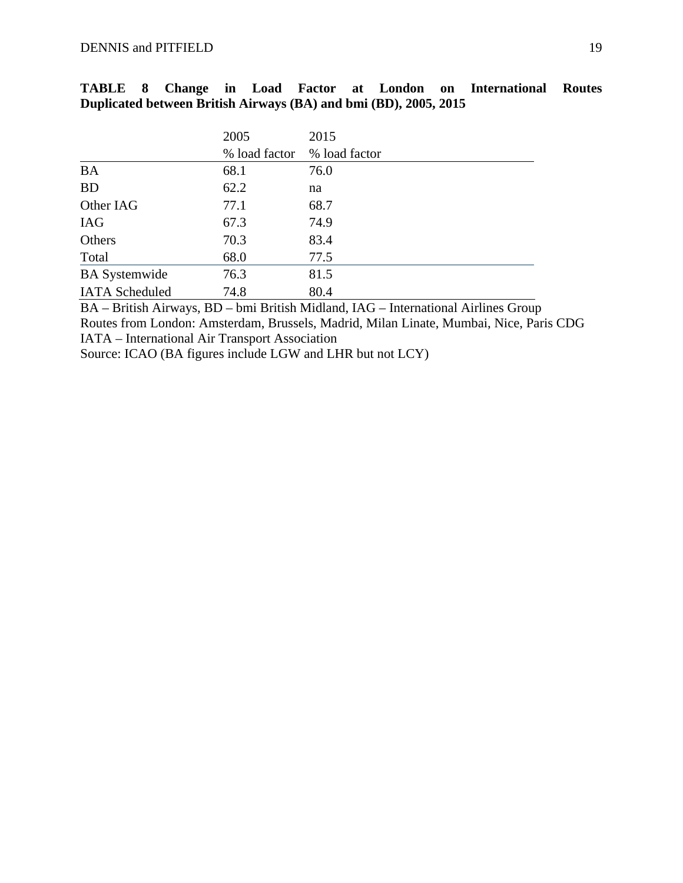**TABLE 8 Change in Load Factor at London on International Routes Duplicated between British Airways (BA) and bmi (BD), 2005, 2015**

| | 2005 | 2015 |
|---|---|---|
| | % load factor | % load factor |
| BA | 68.1 | 76.0 |
| BD | 62.2 | na |
| Other IAG | 77.1 | 68.7 |
| IAG | 67.3 | 74.9 |
| Others | 70.3 | 83.4 |
| Total | 68.0 | 77.5 |
| BA Systemwide | 76.3 | 81.5 |
| IATA Scheduled | 74.8 | 80.4 |

BA – British Airways, BD – bmi British Midland, IAG – International Airlines Group
Routes from London: Amsterdam, Brussels, Madrid, Milan Linate, Mumbai, Nice, Paris CDG
IATA – International Air Transport Association
Source: ICAO (BA figures include LGW and LHR but not LCY)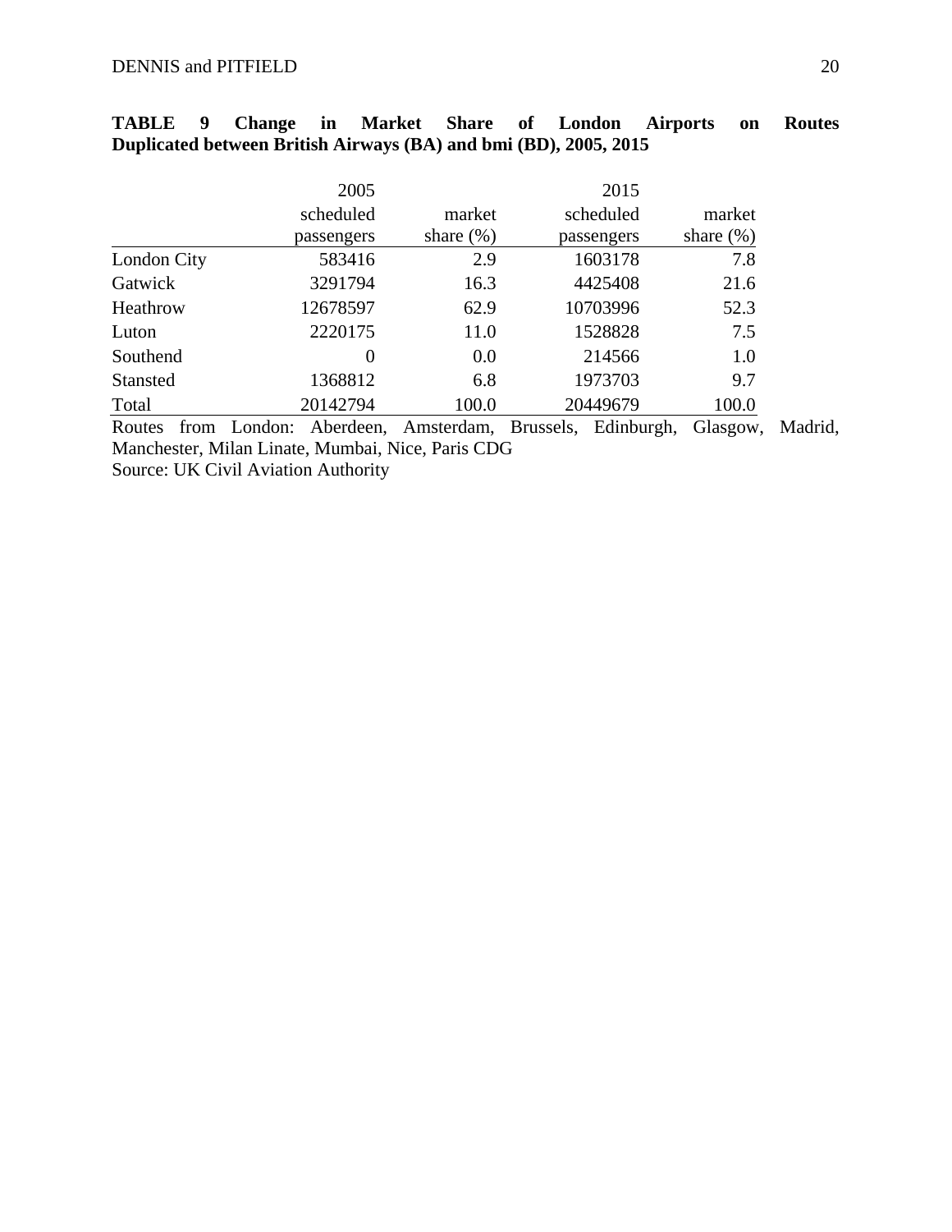**TABLE 9 Change in Market Share of London Airports on Routes Duplicated between British Airways (BA) and bmi (BD), 2005, 2015**

| | 2005 scheduled passengers | market share (%) | 2015 scheduled passengers | market share (%) |
|---|---|---|---|---|
| London City | 583416 | 2.9 | 1603178 | 7.8 |
| Gatwick | 3291794 | 16.3 | 4425408 | 21.6 |
| Heathrow | 12678597 | 62.9 | 10703996 | 52.3 |
| Luton | 2220175 | 11.0 | 1528828 | 7.5 |
| Southend | 0 | 0.0 | 214566 | 1.0 |
| Stansted | 1368812 | 6.8 | 1973703 | 9.7 |
| Total | 20142794 | 100.0 | 20449679 | 100.0 |

Routes from London: Aberdeen, Amsterdam, Brussels, Edinburgh, Glasgow, Madrid, Manchester, Milan Linate, Mumbai, Nice, Paris CDG

Source: UK Civil Aviation Authority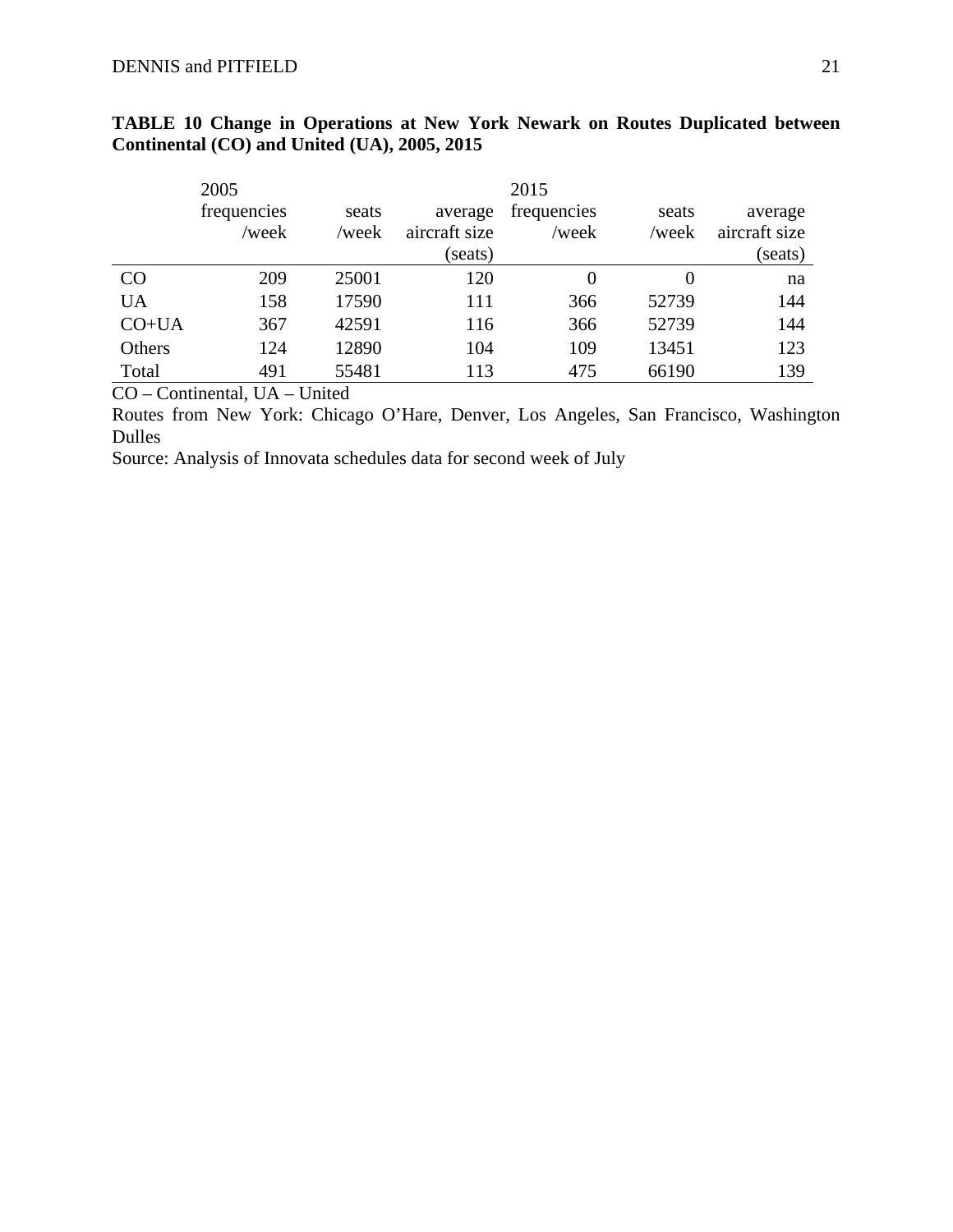**TABLE 10 Change in Operations at New York Newark on Routes Duplicated between Continental (CO) and United (UA), 2005, 2015**

| | 2005 | | | 2015 | | |
|---|---|---|---|---|---|---|
| | frequencies /week | seats /week | average aircraft size (seats) | frequencies /week | seats /week | average aircraft size (seats) |
| CO | 209 | 25001 | 120 | 0 | 0 | na |
| UA | 158 | 17590 | 111 | 366 | 52739 | 144 |
| CO+UA | 367 | 42591 | 116 | 366 | 52739 | 144 |
| Others | 124 | 12890 | 104 | 109 | 13451 | 123 |
| Total | 491 | 55481 | 113 | 475 | 66190 | 139 |

CO – Continental, UA – United

Routes from New York: Chicago O'Hare, Denver, Los Angeles, San Francisco, Washington Dulles

Source: Analysis of Innovata schedules data for second week of July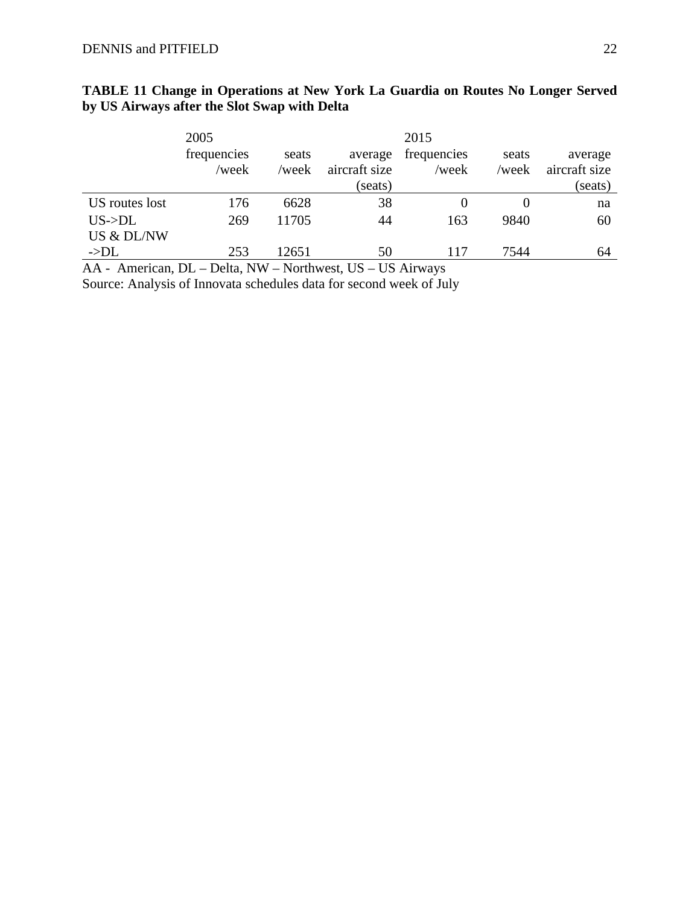**TABLE 11 Change in Operations at New York La Guardia on Routes No Longer Served by US Airways after the Slot Swap with Delta**

| | 2005 | | | 2015 | | |
|---|---|---|---|---|---|---|
| | frequencies /week | seats /week | average aircraft size (seats) | frequencies /week | seats /week | average aircraft size (seats) |
| US routes lost | 176 | 6628 | 38 | 0 | 0 | na |
| US->DL | 269 | 11705 | 44 | 163 | 9840 | 60 |
| US & DL/NW ->DL | 253 | 12651 | 50 | 117 | 7544 | 64 |

AA - American, DL – Delta, NW – Northwest, US – US Airways

Source: Analysis of Innovata schedules data for second week of July